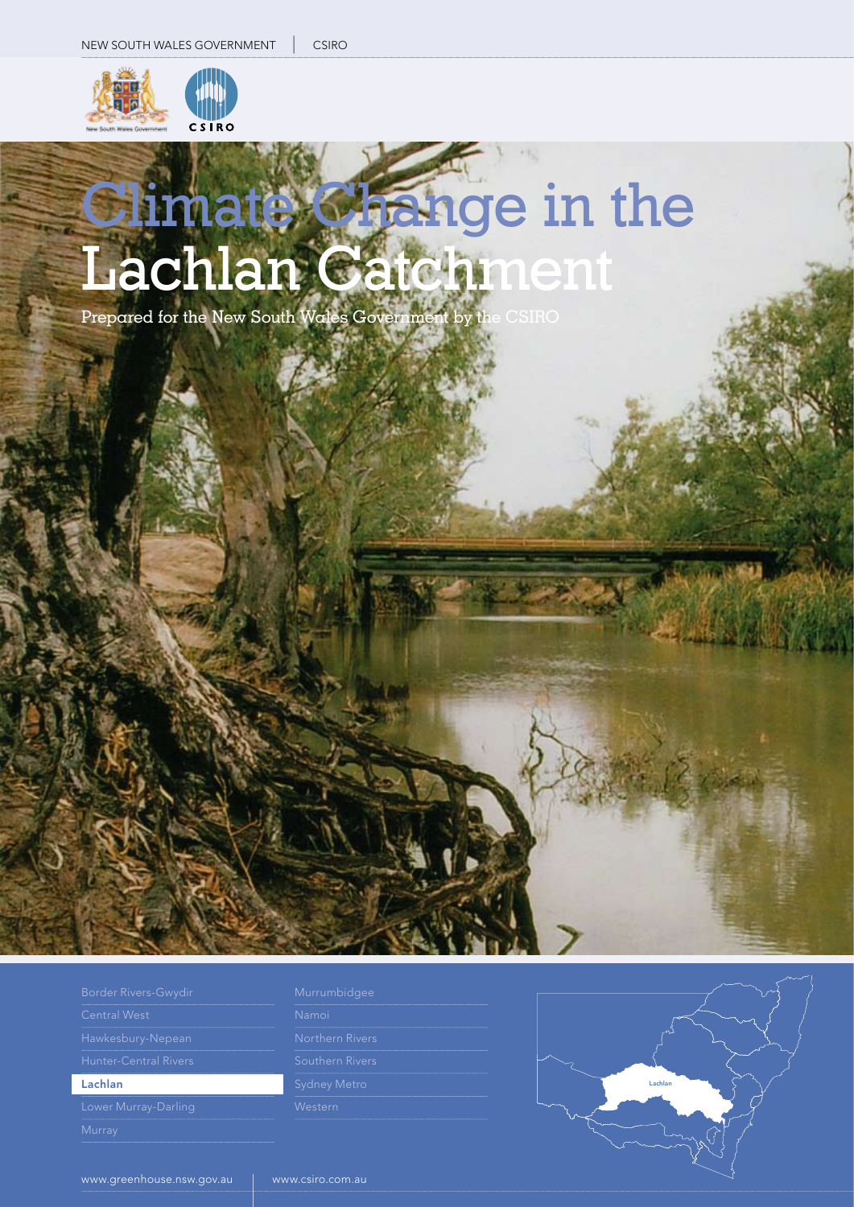NEW SOUTH WALES GOVERNMENT | CSIRO

# Climate Change in the Lachlan Catchment

Prepared for the New South Wales Government by the CSIRO

- Border Rivers-Gwydir
- Central West
- Hawkesbury-Nepean
- Hunter-Central Rivers
- **Lachlan**
- Lower Murray-Darling
- Murray
- Murrumbidgee
- Namoi
- Northern Rivers
- Southern Rivers
- Sydney Metro
- Western

Lachlan

www.greenhouse.nsw.gov.au | www.csiro.com.au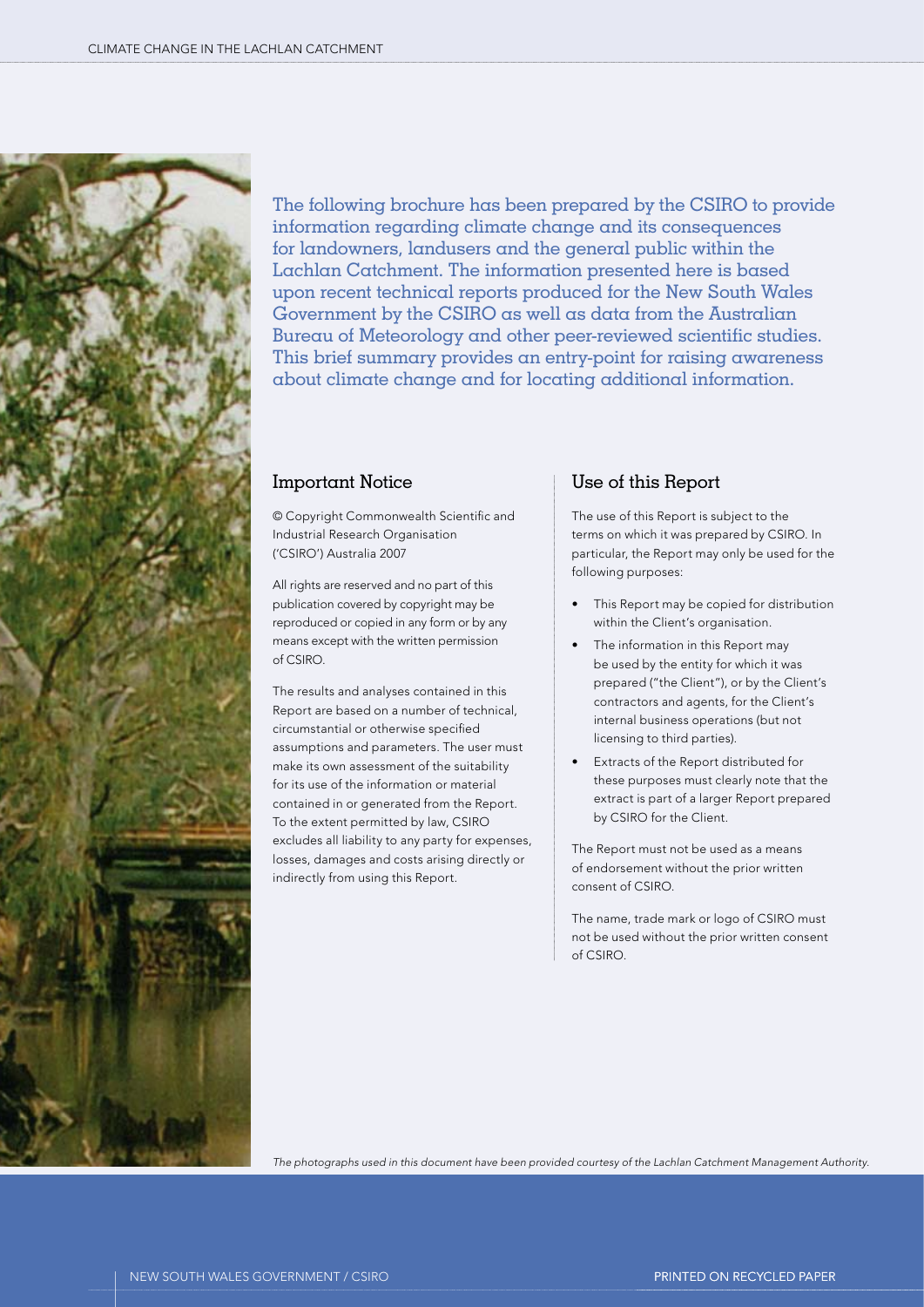The following brochure has been prepared by the CSIRO to provide information regarding climate change and its consequences for landowners, landusers and the general public within the Lachlan Catchment. The information presented here is based upon recent technical reports produced for the New South Wales Government by the CSIRO as well as data from the Australian Bureau of Meteorology and other peer-reviewed scientific studies. This brief summary provides an entry-point for raising awareness about climate change and for locating additional information.

## Important Notice

© Copyright Commonwealth Scientific and Industrial Research Organisation ('CSIRO') Australia 2007

All rights are reserved and no part of this publication covered by copyright may be reproduced or copied in any form or by any means except with the written permission of CSIRO.

The results and analyses contained in this Report are based on a number of technical, circumstantial or otherwise specified assumptions and parameters. The user must make its own assessment of the suitability for its use of the information or material contained in or generated from the Report. To the extent permitted by law, CSIRO excludes all liability to any party for expenses, losses, damages and costs arising directly or indirectly from using this Report.

## Use of this Report

The use of this Report is subject to the terms on which it was prepared by CSIRO. In particular, the Report may only be used for the following purposes:

- This Report may be copied for distribution within the Client's organisation.
- The information in this Report may be used by the entity for which it was prepared ("the Client"), or by the Client's contractors and agents, for the Client's internal business operations (but not licensing to third parties).
- Extracts of the Report distributed for these purposes must clearly note that the extract is part of a larger Report prepared by CSIRO for the Client.

The Report must not be used as a means of endorsement without the prior written consent of CSIRO.

The name, trade mark or logo of CSIRO must not be used without the prior written consent of CSIRO.

*The photographs used in this document have been provided courtesy of the Lachlan Catchment Management Authority.*

NEW SOUTH WALES GOVERNMENT / CSIRO

PRINTED ON RECYCLED PAPER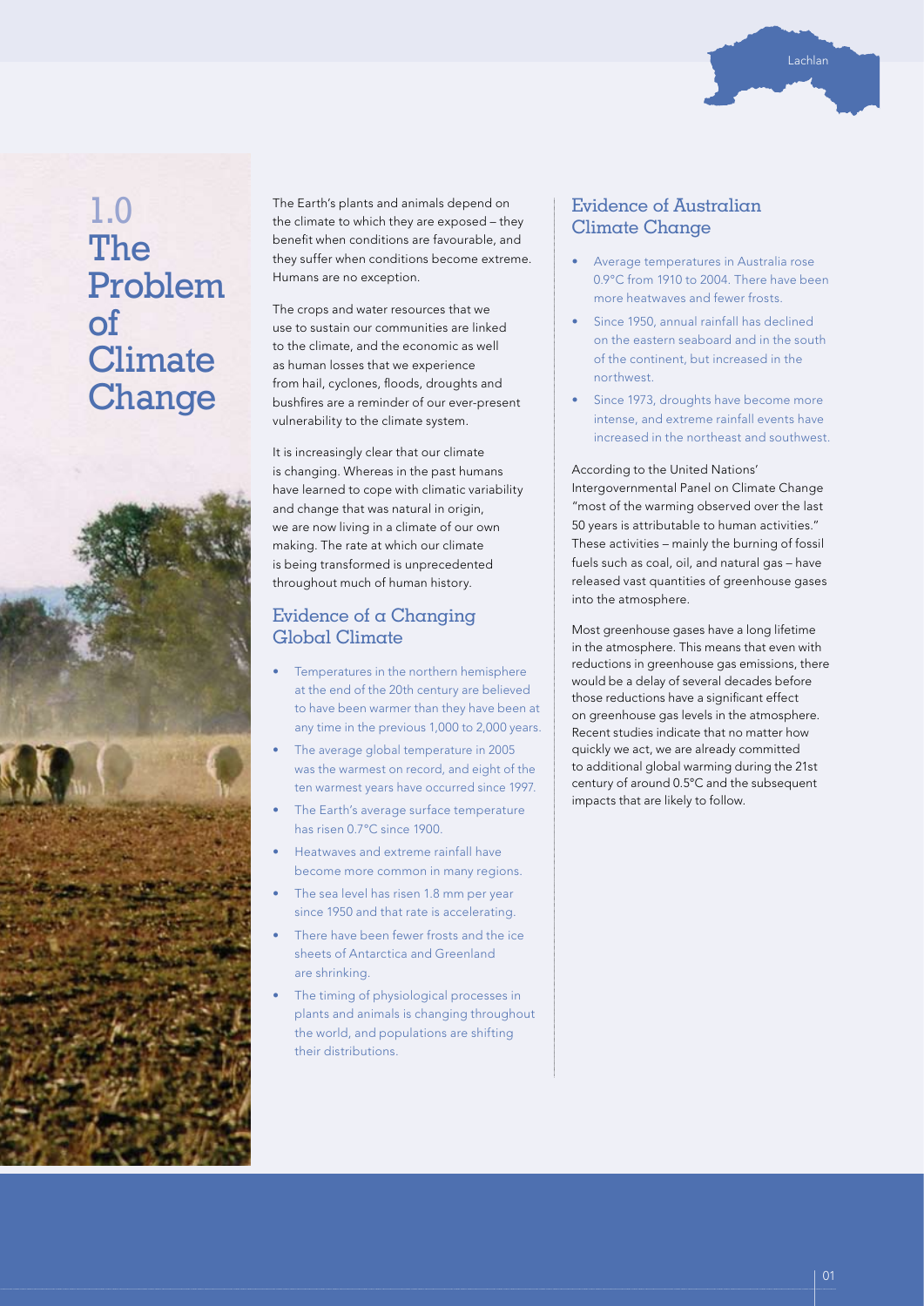# 1.0 The Problem of Climate Change

The Earth's plants and animals depend on the climate to which they are exposed – they benefit when conditions are favourable, and they suffer when conditions become extreme. Humans are no exception.

The crops and water resources that we use to sustain our communities are linked to the climate, and the economic as well as human losses that we experience from hail, cyclones, floods, droughts and bushfires are a reminder of our ever-present vulnerability to the climate system.

It is increasingly clear that our climate is changing. Whereas in the past humans have learned to cope with climatic variability and change that was natural in origin, we are now living in a climate of our own making. The rate at which our climate is being transformed is unprecedented throughout much of human history.

## Evidence of a Changing Global Climate

- Temperatures in the northern hemisphere at the end of the 20th century are believed to have been warmer than they have been at any time in the previous 1,000 to 2,000 years.
- The average global temperature in 2005 was the warmest on record, and eight of the ten warmest years have occurred since 1997.
- The Earth's average surface temperature has risen 0.7°C since 1900.
- Heatwaves and extreme rainfall have become more common in many regions.
- The sea level has risen 1.8 mm per year since 1950 and that rate is accelerating.
- There have been fewer frosts and the ice sheets of Antarctica and Greenland are shrinking.
- The timing of physiological processes in plants and animals is changing throughout the world, and populations are shifting their distributions.

## Evidence of Australian Climate Change

- Average temperatures in Australia rose 0.9°C from 1910 to 2004. There have been more heatwaves and fewer frosts.
- Since 1950, annual rainfall has declined on the eastern seaboard and in the south of the continent, but increased in the northwest.
- Since 1973, droughts have become more intense, and extreme rainfall events have increased in the northeast and southwest.

According to the United Nations' Intergovernmental Panel on Climate Change "most of the warming observed over the last 50 years is attributable to human activities." These activities – mainly the burning of fossil fuels such as coal, oil, and natural gas – have released vast quantities of greenhouse gases into the atmosphere.

Most greenhouse gases have a long lifetime in the atmosphere. This means that even with reductions in greenhouse gas emissions, there would be a delay of several decades before those reductions have a significant effect on greenhouse gas levels in the atmosphere. Recent studies indicate that no matter how quickly we act, we are already committed to additional global warming during the 21st century of around 0.5°C and the subsequent impacts that are likely to follow.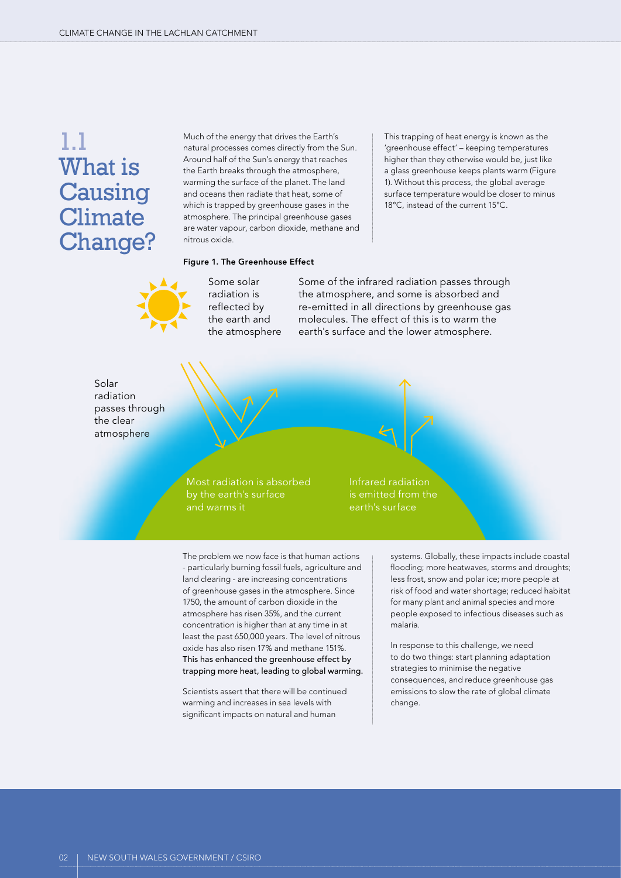# 1.1 What is Causing Climate Change?

Much of the energy that drives the Earth's natural processes comes directly from the Sun. Around half of the Sun's energy that reaches the Earth breaks through the atmosphere, warming the surface of the planet. The land and oceans then radiate that heat, some of which is trapped by greenhouse gases in the atmosphere. The principal greenhouse gases are water vapour, carbon dioxide, methane and nitrous oxide.

This trapping of heat energy is known as the 'greenhouse effect' – keeping temperatures higher than they otherwise would be, just like a glass greenhouse keeps plants warm (Figure 1). Without this process, the global average surface temperature would be closer to minus 18°C, instead of the current 15°C.

**Figure 1. The Greenhouse Effect**

Some solar radiation is reflected by the earth and the atmosphere

Some of the infrared radiation passes through the atmosphere, and some is absorbed and re-emitted in all directions by greenhouse gas molecules. The effect of this is to warm the earth's surface and the lower atmosphere.

Solar radiation passes through the clear atmosphere

Most radiation is absorbed by the earth's surface and warms it

Infrared radiation is emitted from the earth's surface

The problem we now face is that human actions - particularly burning fossil fuels, agriculture and land clearing - are increasing concentrations of greenhouse gases in the atmosphere. Since 1750, the amount of carbon dioxide in the atmosphere has risen 35%, and the current concentration is higher than at any time in at least the past 650,000 years. The level of nitrous oxide has also risen 17% and methane 151%. **This has enhanced the greenhouse effect by trapping more heat, leading to global warming.**

Scientists assert that there will be continued warming and increases in sea levels with significant impacts on natural and human systems. Globally, these impacts include coastal flooding; more heatwaves, storms and droughts; less frost, snow and polar ice; more people at risk of food and water shortage; reduced habitat for many plant and animal species and more people exposed to infectious diseases such as malaria.

In response to this challenge, we need to do two things: start planning adaptation strategies to minimise the negative consequences, and reduce greenhouse gas emissions to slow the rate of global climate change.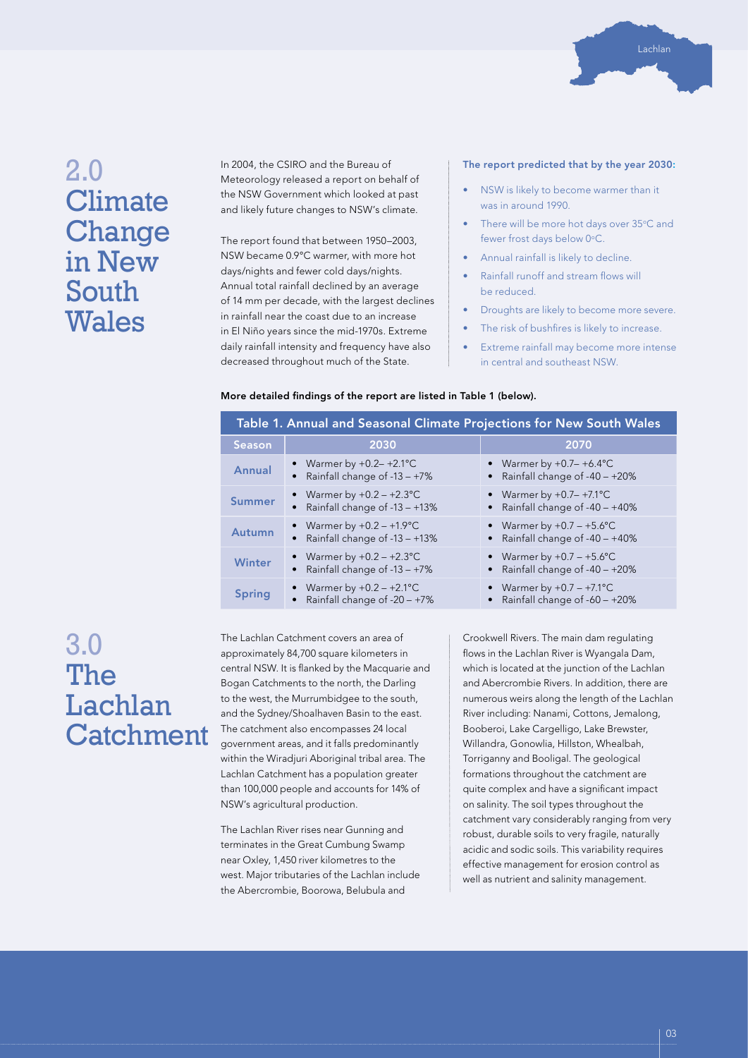# 2.0 Climate Change in New South Wales

In 2004, the CSIRO and the Bureau of Meteorology released a report on behalf of the NSW Government which looked at past and likely future changes to NSW's climate.

The report found that between 1950–2003, NSW became 0.9°C warmer, with more hot days/nights and fewer cold days/nights. Annual total rainfall declined by an average of 14 mm per decade, with the largest declines in rainfall near the coast due to an increase in El Niño years since the mid-1970s. Extreme daily rainfall intensity and frequency have also decreased throughout much of the State.

**The report predicted that by the year 2030:**

- NSW is likely to become warmer than it was in around 1990.
- There will be more hot days over 35°C and fewer frost days below 0°C.
- Annual rainfall is likely to decline.
- Rainfall runoff and stream flows will be reduced.
- Droughts are likely to become more severe.
- The risk of bushfires is likely to increase.
- Extreme rainfall may become more intense in central and southeast NSW.

**More detailed findings of the report are listed in Table 1 (below).**

**Table 1. Annual and Seasonal Climate Projections for New South Wales**

| Season | 2030 | 2070 |
|---|---|---|
| Annual | • Warmer by +0.2– +2.1°C<br>• Rainfall change of -13 – +7% | • Warmer by +0.7– +6.4°C<br>• Rainfall change of -40 – +20% |
| Summer | • Warmer by +0.2 – +2.3°C<br>• Rainfall change of -13 – +13% | • Warmer by +0.7– +7.1°C<br>• Rainfall change of -40 – +40% |
| Autumn | • Warmer by +0.2 – +1.9°C<br>• Rainfall change of -13 – +13% | • Warmer by +0.7 – +5.6°C<br>• Rainfall change of -40 – +40% |
| Winter | • Warmer by +0.2 – +2.3°C<br>• Rainfall change of -13 – +7% | • Warmer by +0.7 – +5.6°C<br>• Rainfall change of -40 – +20% |
| Spring | • Warmer by +0.2 – +2.1°C<br>• Rainfall change of -20 – +7% | • Warmer by +0.7 – +7.1°C<br>• Rainfall change of -60 – +20% |

# 3.0 The Lachlan Catchment

The Lachlan Catchment covers an area of approximately 84,700 square kilometers in central NSW. It is flanked by the Macquarie and Bogan Catchments to the north, the Darling to the west, the Murrumbidgee to the south, and the Sydney/Shoalhaven Basin to the east. The catchment also encompasses 24 local government areas, and it falls predominantly within the Wiradjuri Aboriginal tribal area. The Lachlan Catchment has a population greater than 100,000 people and accounts for 14% of NSW's agricultural production.

The Lachlan River rises near Gunning and terminates in the Great Cumbung Swamp near Oxley, 1,450 river kilometres to the west. Major tributaries of the Lachlan include the Abercrombie, Boorowa, Belubula and Crookwell Rivers. The main dam regulating flows in the Lachlan River is Wyangala Dam, which is located at the junction of the Lachlan and Abercrombie Rivers. In addition, there are numerous weirs along the length of the Lachlan River including: Nanami, Cottons, Jemalong, Booberoi, Lake Cargelligo, Lake Brewster, Willandra, Gonowlia, Hillston, Whealbah, Torriganny and Booligal. The geological formations throughout the catchment are quite complex and have a significant impact on salinity. The soil types throughout the catchment vary considerably ranging from very robust, durable soils to very fragile, naturally acidic and sodic soils. This variability requires effective management for erosion control as well as nutrient and salinity management.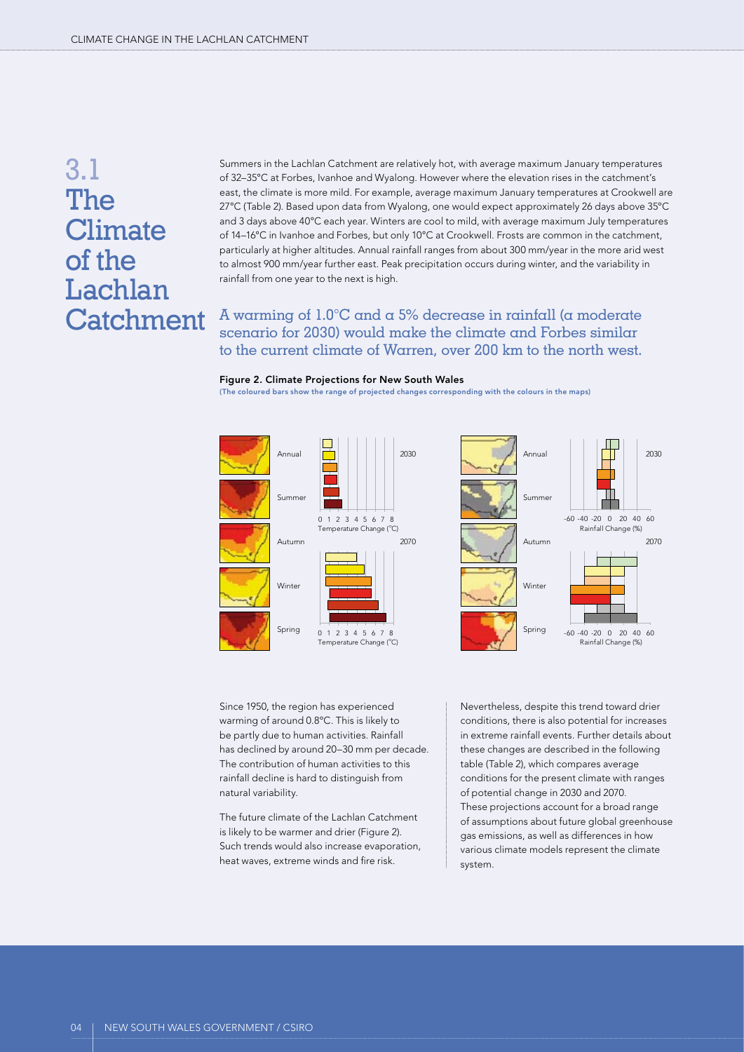# 3.1 The Climate of the Lachlan Catchment

Summers in the Lachlan Catchment are relatively hot, with average maximum January temperatures of 32–35°C at Forbes, Ivanhoe and Wyalong. However where the elevation rises in the catchment's east, the climate is more mild. For example, average maximum January temperatures at Crookwell are 27°C (Table 2). Based upon data from Wyalong, one would expect approximately 26 days above 35°C and 3 days above 40°C each year. Winters are cool to mild, with average maximum July temperatures of 14–16°C in Ivanhoe and Forbes, but only 10°C at Crookwell. Frosts are common in the catchment, particularly at higher altitudes. Annual rainfall ranges from about 300 mm/year in the more arid west to almost 900 mm/year further east. Peak precipitation occurs during winter, and the variability in rainfall from one year to the next is high.

A warming of 1.0°C and a 5% decrease in rainfall (a moderate scenario for 2030) would make the climate and Forbes similar to the current climate of Warren, over 200 km to the north west.

**Figure 2. Climate Projections for New South Wales**

(The coloured bars show the range of projected changes corresponding with the colours in the maps)

Since 1950, the region has experienced warming of around 0.8°C. This is likely to be partly due to human activities. Rainfall has declined by around 20–30 mm per decade. The contribution of human activities to this rainfall decline is hard to distinguish from natural variability.

The future climate of the Lachlan Catchment is likely to be warmer and drier (Figure 2). Such trends would also increase evaporation, heat waves, extreme winds and fire risk.

Nevertheless, despite this trend toward drier conditions, there is also potential for increases in extreme rainfall events. Further details about these changes are described in the following table (Table 2), which compares average conditions for the present climate with ranges of potential change in 2030 and 2070. These projections account for a broad range of assumptions about future global greenhouse gas emissions, as well as differences in how various climate models represent the climate system.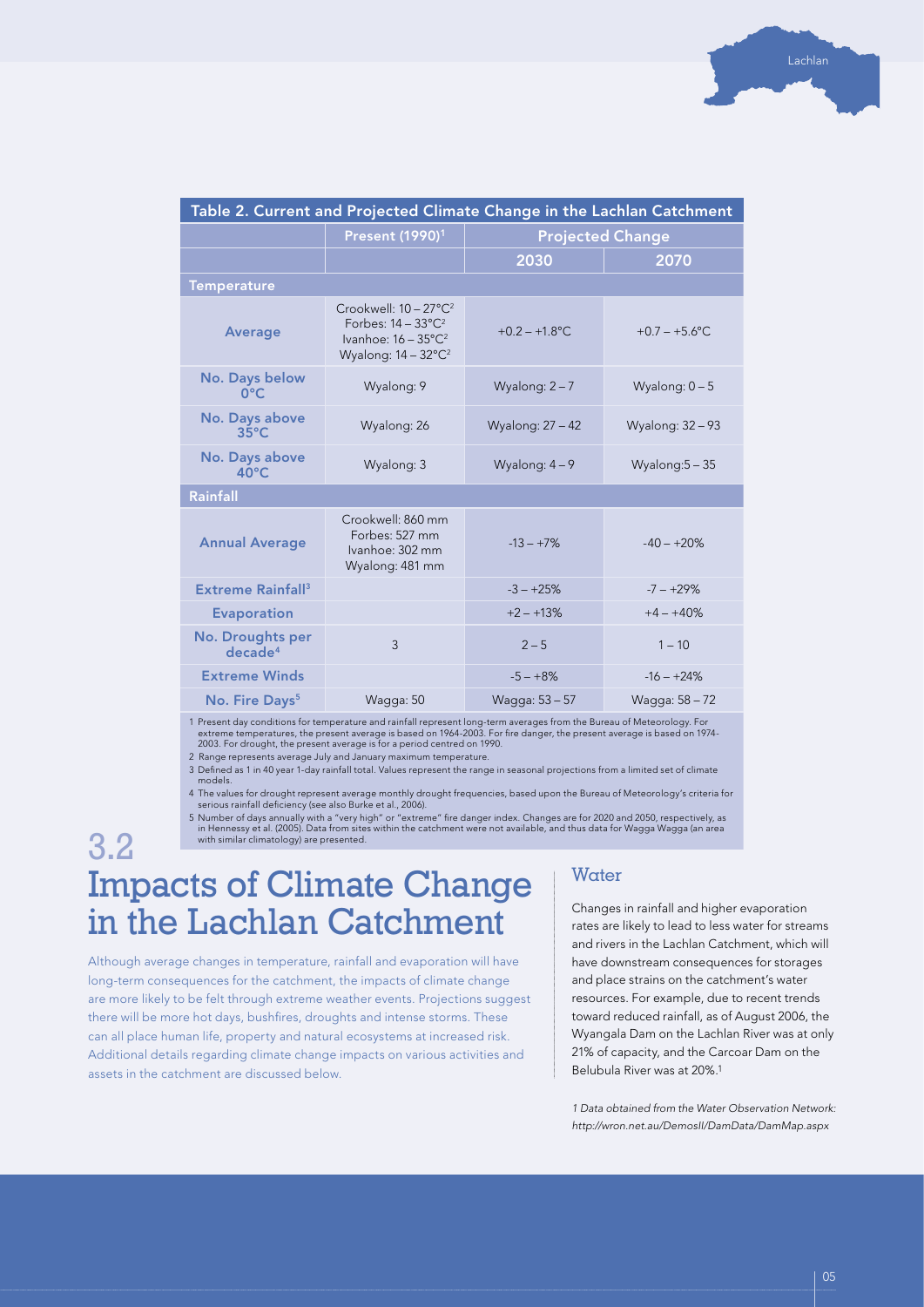| Table 2. Current and Projected Climate Change in the Lachlan Catchment | | | |
|---|---|---|---|
| | Present (1990)[1] | Projected Change | |
| | | 2030 | 2070 |
| **Temperature** | | | |
| Average | Crookwell: 10 – 27°C[2] Forbes: 14 – 33°C[2] Ivanhoe: 16 – 35°C[2] Wyalong: 14 – 32°C[2] | +0.2 – +1.8°C | +0.7 – +5.6°C |
| No. Days below 0°C | Wyalong: 9 | Wyalong: 2 – 7 | Wyalong: 0 – 5 |
| No. Days above 35°C | Wyalong: 26 | Wyalong: 27 – 42 | Wyalong: 32 – 93 |
| No. Days above 40°C | Wyalong: 3 | Wyalong: 4 – 9 | Wyalong:5 – 35 |
| **Rainfall** | | | |
| Annual Average | Crookwell: 860 mm Forbes: 527 mm Ivanhoe: 302 mm Wyalong: 481 mm | -13 – +7% | -40 – +20% |
| Extreme Rainfall[3] | | -3 – +25% | -7 – +29% |
| Evaporation | | +2 – +13% | +4 – +40% |
| No. Droughts per decade[4] | 3 | 2 – 5 | 1 – 10 |
| Extreme Winds | | -5 – +8% | -16 – +24% |
| No. Fire Days[5] | Wagga: 50 | Wagga: 53 – 57 | Wagga: 58 – 72 |

1 Present day conditions for temperature and rainfall represent long-term averages from the Bureau of Meteorology. For extreme temperatures, the present average is based on 1964-2003. For fire danger, the present average is based on 1974-2003. For drought, the present average is for a period centred on 1990.

2 Range represents average July and January maximum temperature.

3 Defined as 1 in 40 year 1-day rainfall total. Values represent the range in seasonal projections from a limited set of climate models.

4 The values for drought represent average monthly drought frequencies, based upon the Bureau of Meteorology's criteria for serious rainfall deficiency (see also Burke et al., 2006).

5 Number of days annually with a "very high" or "extreme" fire danger index. Changes are for 2020 and 2050, respectively, as in Hennessy et al. (2005). Data from sites within the catchment were not available, and thus data for Wagga Wagga (an area with similar climatology) are presented.

# 3.2 Impacts of Climate Change in the Lachlan Catchment

Although average changes in temperature, rainfall and evaporation will have long-term consequences for the catchment, the impacts of climate change are more likely to be felt through extreme weather events. Projections suggest there will be more hot days, bushfires, droughts and intense storms. These can all place human life, property and natural ecosystems at increased risk. Additional details regarding climate change impacts on various activities and assets in the catchment are discussed below.

## Water

Changes in rainfall and higher evaporation rates are likely to lead to less water for streams and rivers in the Lachlan Catchment, which will have downstream consequences for storages and place strains on the catchment's water resources. For example, due to recent trends toward reduced rainfall, as of August 2006, the Wyangala Dam on the Lachlan River was at only 21% of capacity, and the Carcoar Dam on the Belubula River was at 20%.[1]

*1 Data obtained from the Water Observation Network: http://wron.net.au/DemosII/DamData/DamMap.aspx*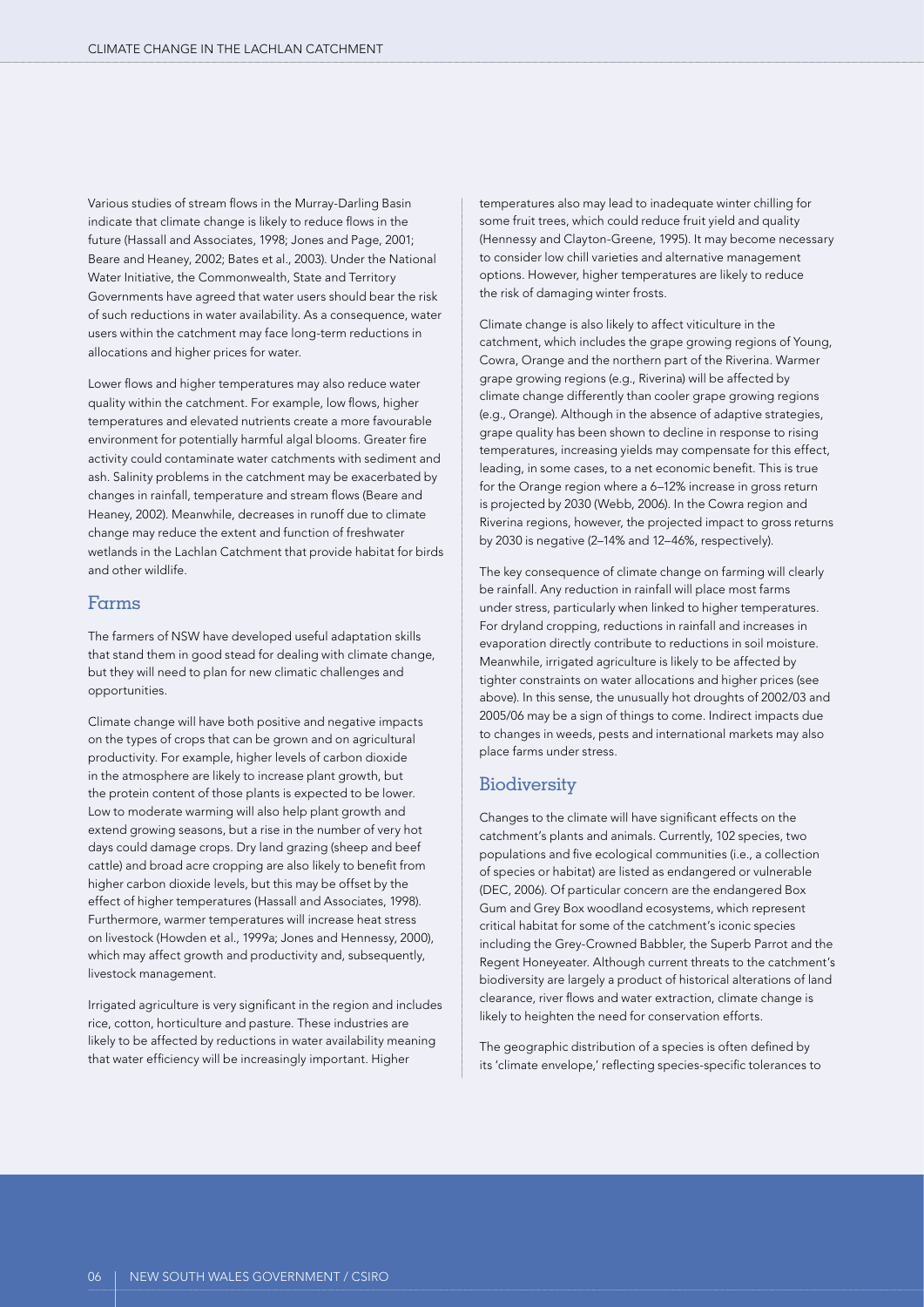Various studies of stream flows in the Murray-Darling Basin indicate that climate change is likely to reduce flows in the future (Hassall and Associates, 1998; Jones and Page, 2001; Beare and Heaney, 2002; Bates et al., 2003). Under the National Water Initiative, the Commonwealth, State and Territory Governments have agreed that water users should bear the risk of such reductions in water availability. As a consequence, water users within the catchment may face long-term reductions in allocations and higher prices for water.

Lower flows and higher temperatures may also reduce water quality within the catchment. For example, low flows, higher temperatures and elevated nutrients create a more favourable environment for potentially harmful algal blooms. Greater fire activity could contaminate water catchments with sediment and ash. Salinity problems in the catchment may be exacerbated by changes in rainfall, temperature and stream flows (Beare and Heaney, 2002). Meanwhile, decreases in runoff due to climate change may reduce the extent and function of freshwater wetlands in the Lachlan Catchment that provide habitat for birds and other wildlife.

## Farms

The farmers of NSW have developed useful adaptation skills that stand them in good stead for dealing with climate change, but they will need to plan for new climatic challenges and opportunities.

Climate change will have both positive and negative impacts on the types of crops that can be grown and on agricultural productivity. For example, higher levels of carbon dioxide in the atmosphere are likely to increase plant growth, but the protein content of those plants is expected to be lower. Low to moderate warming will also help plant growth and extend growing seasons, but a rise in the number of very hot days could damage crops. Dry land grazing (sheep and beef cattle) and broad acre cropping are also likely to benefit from higher carbon dioxide levels, but this may be offset by the effect of higher temperatures (Hassall and Associates, 1998). Furthermore, warmer temperatures will increase heat stress on livestock (Howden et al., 1999a; Jones and Hennessy, 2000), which may affect growth and productivity and, subsequently, livestock management.

Irrigated agriculture is very significant in the region and includes rice, cotton, horticulture and pasture. These industries are likely to be affected by reductions in water availability meaning that water efficiency will be increasingly important. Higher temperatures also may lead to inadequate winter chilling for some fruit trees, which could reduce fruit yield and quality (Hennessy and Clayton-Greene, 1995). It may become necessary to consider low chill varieties and alternative management options. However, higher temperatures are likely to reduce the risk of damaging winter frosts.

Climate change is also likely to affect viticulture in the catchment, which includes the grape growing regions of Young, Cowra, Orange and the northern part of the Riverina. Warmer grape growing regions (e.g., Riverina) will be affected by climate change differently than cooler grape growing regions (e.g., Orange). Although in the absence of adaptive strategies, grape quality has been shown to decline in response to rising temperatures, increasing yields may compensate for this effect, leading, in some cases, to a net economic benefit. This is true for the Orange region where a 6–12% increase in gross return is projected by 2030 (Webb, 2006). In the Cowra region and Riverina regions, however, the projected impact to gross returns by 2030 is negative (2–14% and 12–46%, respectively).

The key consequence of climate change on farming will clearly be rainfall. Any reduction in rainfall will place most farms under stress, particularly when linked to higher temperatures. For dryland cropping, reductions in rainfall and increases in evaporation directly contribute to reductions in soil moisture. Meanwhile, irrigated agriculture is likely to be affected by tighter constraints on water allocations and higher prices (see above). In this sense, the unusually hot droughts of 2002/03 and 2005/06 may be a sign of things to come. Indirect impacts due to changes in weeds, pests and international markets may also place farms under stress.

## Biodiversity

Changes to the climate will have significant effects on the catchment's plants and animals. Currently, 102 species, two populations and five ecological communities (i.e., a collection of species or habitat) are listed as endangered or vulnerable (DEC, 2006). Of particular concern are the endangered Box Gum and Grey Box woodland ecosystems, which represent critical habitat for some of the catchment's iconic species including the Grey-Crowned Babbler, the Superb Parrot and the Regent Honeyeater. Although current threats to the catchment's biodiversity are largely a product of historical alterations of land clearance, river flows and water extraction, climate change is likely to heighten the need for conservation efforts.

The geographic distribution of a species is often defined by its 'climate envelope,' reflecting species-specific tolerances to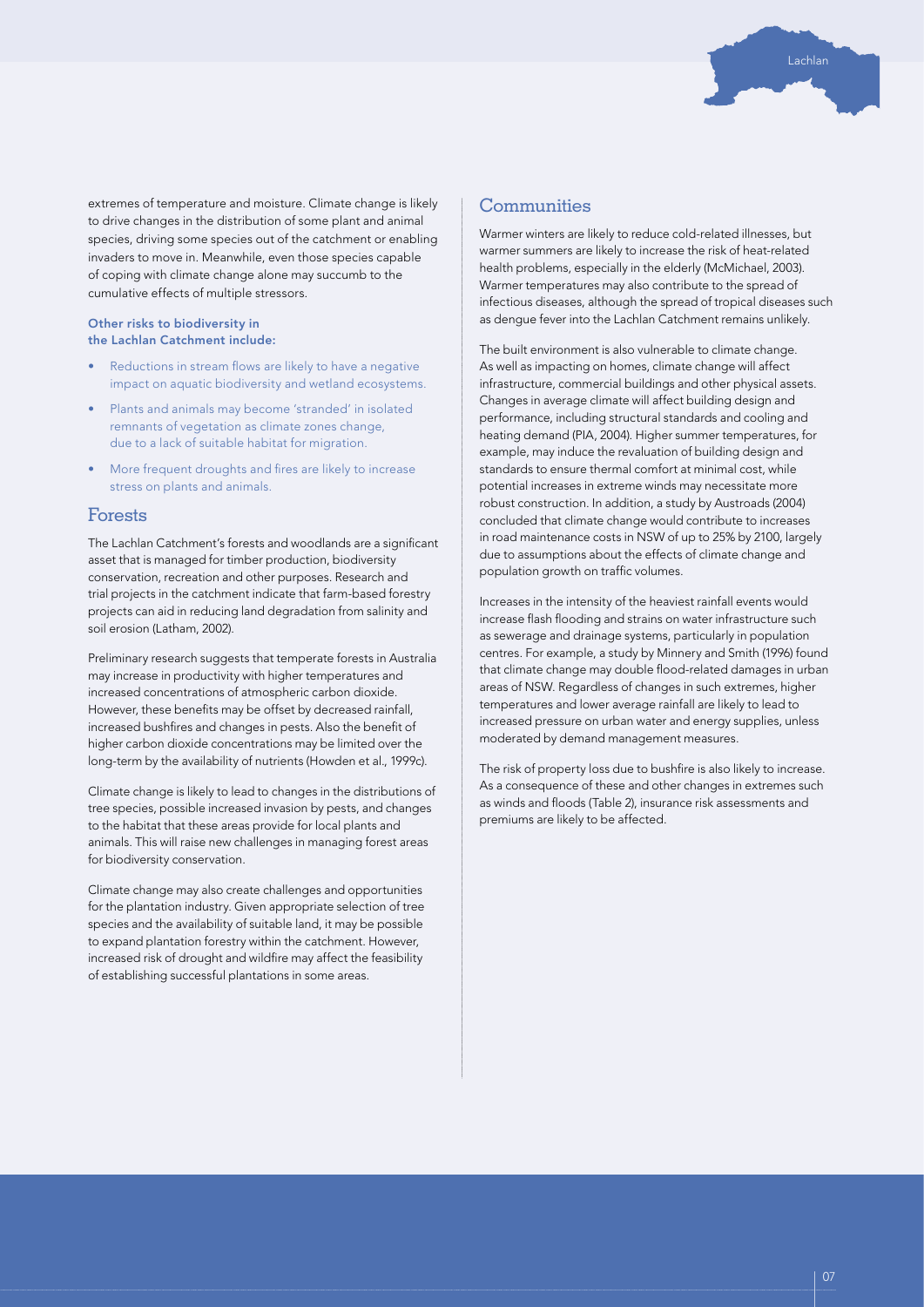extremes of temperature and moisture. Climate change is likely to drive changes in the distribution of some plant and animal species, driving some species out of the catchment or enabling invaders to move in. Meanwhile, even those species capable of coping with climate change alone may succumb to the cumulative effects of multiple stressors.

**Other risks to biodiversity in the Lachlan Catchment include:**

- Reductions in stream flows are likely to have a negative impact on aquatic biodiversity and wetland ecosystems.
- Plants and animals may become 'stranded' in isolated remnants of vegetation as climate zones change, due to a lack of suitable habitat for migration.
- More frequent droughts and fires are likely to increase stress on plants and animals.

## Forests

The Lachlan Catchment's forests and woodlands are a significant asset that is managed for timber production, biodiversity conservation, recreation and other purposes. Research and trial projects in the catchment indicate that farm-based forestry projects can aid in reducing land degradation from salinity and soil erosion (Latham, 2002).

Preliminary research suggests that temperate forests in Australia may increase in productivity with higher temperatures and increased concentrations of atmospheric carbon dioxide. However, these benefits may be offset by decreased rainfall, increased bushfires and changes in pests. Also the benefit of higher carbon dioxide concentrations may be limited over the long-term by the availability of nutrients (Howden et al., 1999c).

Climate change is likely to lead to changes in the distributions of tree species, possible increased invasion by pests, and changes to the habitat that these areas provide for local plants and animals. This will raise new challenges in managing forest areas for biodiversity conservation.

Climate change may also create challenges and opportunities for the plantation industry. Given appropriate selection of tree species and the availability of suitable land, it may be possible to expand plantation forestry within the catchment. However, increased risk of drought and wildfire may affect the feasibility of establishing successful plantations in some areas.

## Communities

Warmer winters are likely to reduce cold-related illnesses, but warmer summers are likely to increase the risk of heat-related health problems, especially in the elderly (McMichael, 2003). Warmer temperatures may also contribute to the spread of infectious diseases, although the spread of tropical diseases such as dengue fever into the Lachlan Catchment remains unlikely.

The built environment is also vulnerable to climate change. As well as impacting on homes, climate change will affect infrastructure, commercial buildings and other physical assets. Changes in average climate will affect building design and performance, including structural standards and cooling and heating demand (PIA, 2004). Higher summer temperatures, for example, may induce the revaluation of building design and standards to ensure thermal comfort at minimal cost, while potential increases in extreme winds may necessitate more robust construction. In addition, a study by Austroads (2004) concluded that climate change would contribute to increases in road maintenance costs in NSW of up to 25% by 2100, largely due to assumptions about the effects of climate change and population growth on traffic volumes.

Increases in the intensity of the heaviest rainfall events would increase flash flooding and strains on water infrastructure such as sewerage and drainage systems, particularly in population centres. For example, a study by Minnery and Smith (1996) found that climate change may double flood-related damages in urban areas of NSW. Regardless of changes in such extremes, higher temperatures and lower average rainfall are likely to lead to increased pressure on urban water and energy supplies, unless moderated by demand management measures.

The risk of property loss due to bushfire is also likely to increase. As a consequence of these and other changes in extremes such as winds and floods (Table 2), insurance risk assessments and premiums are likely to be affected.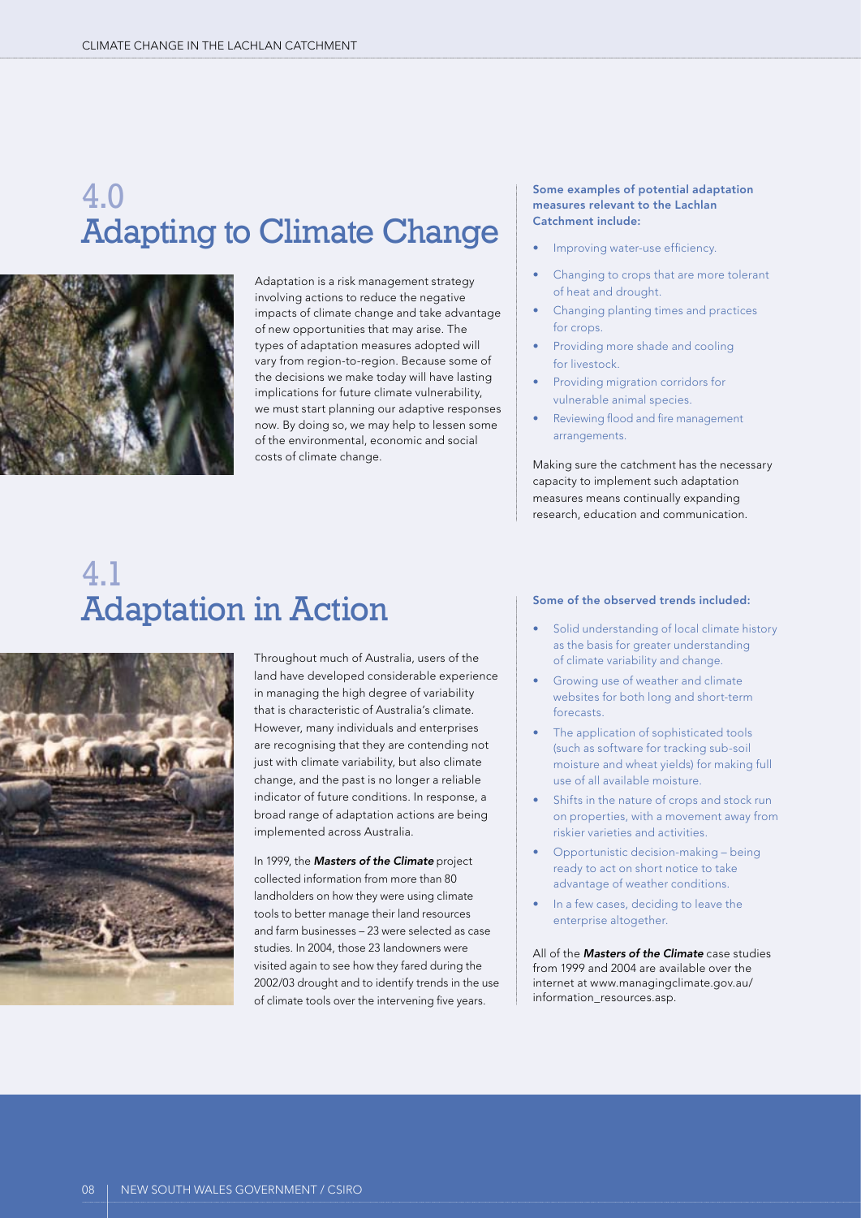# 4.0 Adapting to Climate Change

Adaptation is a risk management strategy involving actions to reduce the negative impacts of climate change and take advantage of new opportunities that may arise. The types of adaptation measures adopted will vary from region-to-region. Because some of the decisions we make today will have lasting implications for future climate vulnerability, we must start planning our adaptive responses now. By doing so, we may help to lessen some of the environmental, economic and social costs of climate change.

**Some examples of potential adaptation measures relevant to the Lachlan Catchment include:**

- Improving water-use efficiency.
- Changing to crops that are more tolerant of heat and drought.
- Changing planting times and practices for crops.
- Providing more shade and cooling for livestock.
- Providing migration corridors for vulnerable animal species.
- Reviewing flood and fire management arrangements.

Making sure the catchment has the necessary capacity to implement such adaptation measures means continually expanding research, education and communication.

# 4.1 Adaptation in Action

Throughout much of Australia, users of the land have developed considerable experience in managing the high degree of variability that is characteristic of Australia's climate. However, many individuals and enterprises are recognising that they are contending not just with climate variability, but also climate change, and the past is no longer a reliable indicator of future conditions. In response, a broad range of adaptation actions are being implemented across Australia.

In 1999, the ***Masters of the Climate*** project collected information from more than 80 landholders on how they were using climate tools to better manage their land resources and farm businesses – 23 were selected as case studies. In 2004, those 23 landowners were visited again to see how they fared during the 2002/03 drought and to identify trends in the use of climate tools over the intervening five years.

**Some of the observed trends included:**

- Solid understanding of local climate history as the basis for greater understanding of climate variability and change.
- Growing use of weather and climate websites for both long and short-term forecasts.
- The application of sophisticated tools (such as software for tracking sub-soil moisture and wheat yields) for making full use of all available moisture.
- Shifts in the nature of crops and stock run on properties, with a movement away from riskier varieties and activities.
- Opportunistic decision-making – being ready to act on short notice to take advantage of weather conditions.
- In a few cases, deciding to leave the enterprise altogether.

All of the ***Masters of the Climate*** case studies from 1999 and 2004 are available over the internet at www.managingclimate.gov.au/information_resources.asp.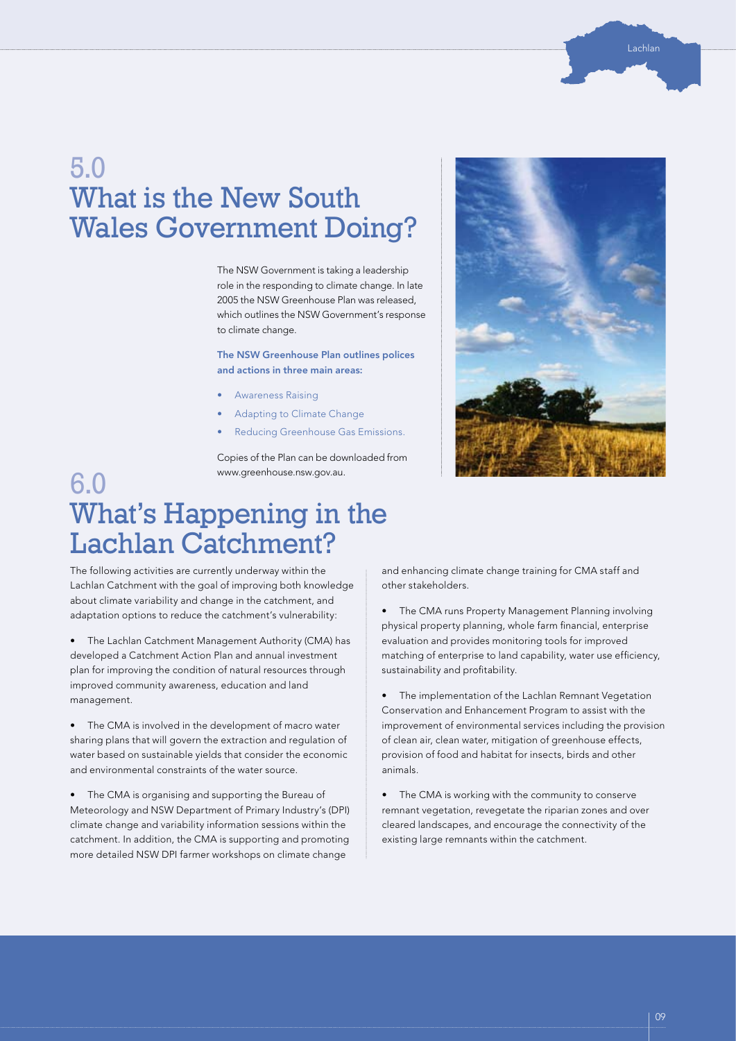# 5.0 What is the New South Wales Government Doing?

The NSW Government is taking a leadership role in the responding to climate change. In late 2005 the NSW Greenhouse Plan was released, which outlines the NSW Government's response to climate change.

**The NSW Greenhouse Plan outlines polices and actions in three main areas:**

- Awareness Raising
- Adapting to Climate Change
- Reducing Greenhouse Gas Emissions.

Copies of the Plan can be downloaded from www.greenhouse.nsw.gov.au.

# 6.0 What's Happening in the Lachlan Catchment?

The following activities are currently underway within the Lachlan Catchment with the goal of improving both knowledge about climate variability and change in the catchment, and adaptation options to reduce the catchment's vulnerability:

- The Lachlan Catchment Management Authority (CMA) has developed a Catchment Action Plan and annual investment plan for improving the condition of natural resources through improved community awareness, education and land management.

- The CMA is involved in the development of macro water sharing plans that will govern the extraction and regulation of water based on sustainable yields that consider the economic and environmental constraints of the water source.

- The CMA is organising and supporting the Bureau of Meteorology and NSW Department of Primary Industry's (DPI) climate change and variability information sessions within the catchment. In addition, the CMA is supporting and promoting more detailed NSW DPI farmer workshops on climate change and enhancing climate change training for CMA staff and other stakeholders.

- The CMA runs Property Management Planning involving physical property planning, whole farm financial, enterprise evaluation and provides monitoring tools for improved matching of enterprise to land capability, water use efficiency, sustainability and profitability.

- The implementation of the Lachlan Remnant Vegetation Conservation and Enhancement Program to assist with the improvement of environmental services including the provision of clean air, clean water, mitigation of greenhouse effects, provision of food and habitat for insects, birds and other animals.

- The CMA is working with the community to conserve remnant vegetation, revegetate the riparian zones and over cleared landscapes, and encourage the connectivity of the existing large remnants within the catchment.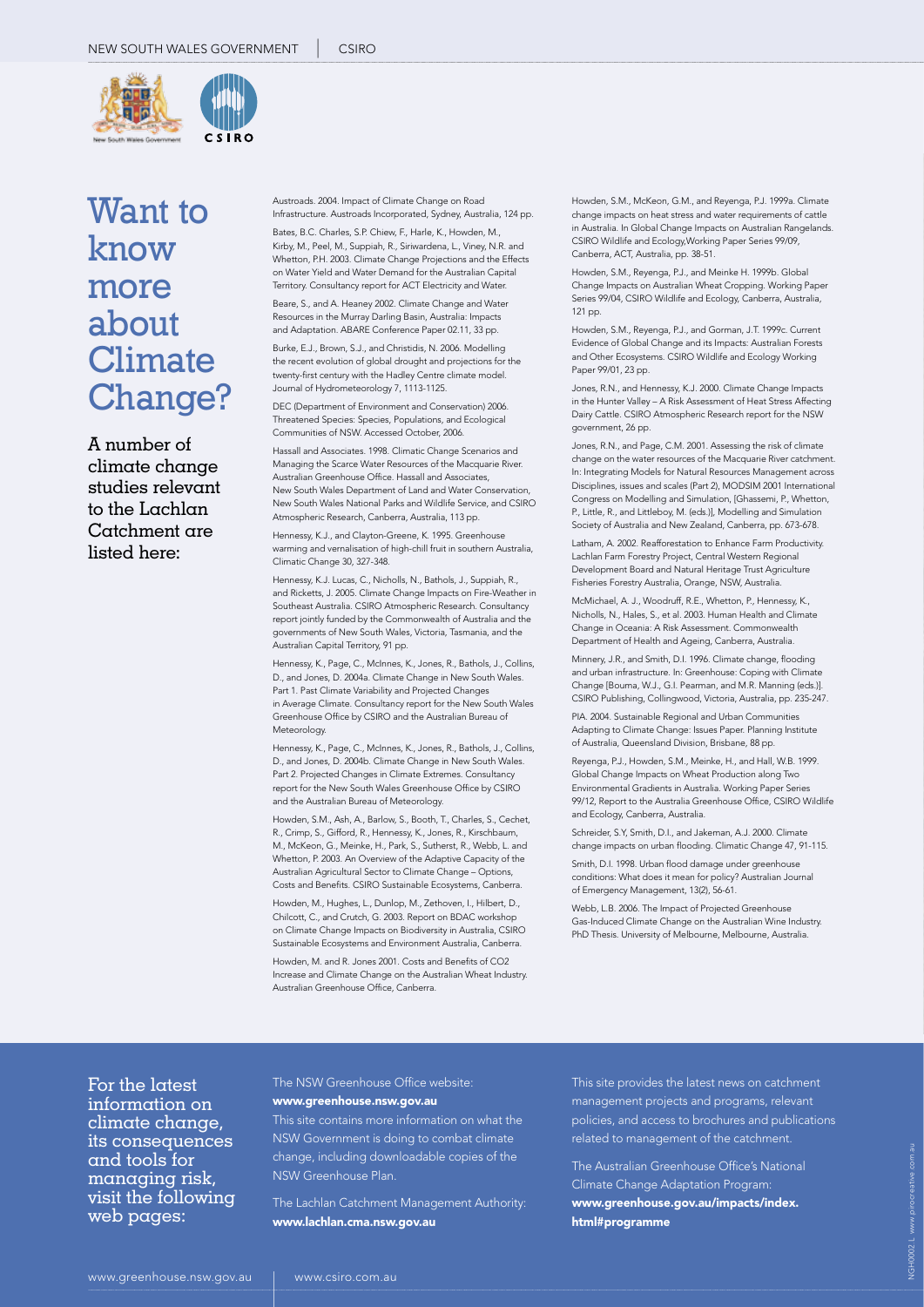# Want to know more about Climate Change?

A number of climate change studies relevant to the Lachlan Catchment are listed here:

Austroads. 2004. Impact of Climate Change on Road Infrastructure. Austroads Incorporated, Sydney, Australia, 124 pp.

Bates, B.C. Charles, S.P. Chiew, F., Harle, K., Howden, M., Kirby, M., Peel, M., Suppiah, R., Siriwardena, L., Viney, N.R. and Whetton, P.H. 2003. Climate Change Projections and the Effects on Water Yield and Water Demand for the Australian Capital Territory. Consultancy report for ACT Electricity and Water.

Beare, S., and A. Heaney 2002. Climate Change and Water Resources in the Murray Darling Basin, Australia: Impacts and Adaptation. ABARE Conference Paper 02.11, 33 pp.

Burke, E.J., Brown, S.J., and Christidis, N. 2006. Modelling the recent evolution of global drought and projections for the twenty-first century with the Hadley Centre climate model. Journal of Hydrometeorology 7, 1113-1125.

DEC (Department of Environment and Conservation) 2006. Threatened Species: Species, Populations, and Ecological Communities of NSW. Accessed October, 2006.

Hassall and Associates. 1998. Climatic Change Scenarios and Managing the Scarce Water Resources of the Macquarie River. Australian Greenhouse Office. Hassall and Associates, New South Wales Department of Land and Water Conservation, New South Wales National Parks and Wildlife Service, and CSIRO Atmospheric Research, Canberra, Australia, 113 pp.

Hennessy, K.J., and Clayton-Greene, K. 1995. Greenhouse warming and vernalisation of high-chill fruit in southern Australia, Climatic Change 30, 327-348.

Hennessy, K.J. Lucas, C., Nicholls, N., Bathols, J., Suppiah, R., and Ricketts, J. 2005. Climate Change Impacts on Fire-Weather in Southeast Australia. CSIRO Atmospheric Research. Consultancy report jointly funded by the Commonwealth of Australia and the governments of New South Wales, Victoria, Tasmania, and the Australian Capital Territory, 91 pp.

Hennessy, K., Page, C., McInnes, K., Jones, R., Bathols, J., Collins, D., and Jones, D. 2004a. Climate Change in New South Wales. Part 1. Past Climate Variability and Projected Changes in Average Climate. Consultancy report for the New South Wales Greenhouse Office by CSIRO and the Australian Bureau of Meteorology.

Hennessy, K., Page, C., McInnes, K., Jones, R., Bathols, J., Collins, D., and Jones, D. 2004b. Climate Change in New South Wales. Part 2. Projected Changes in Climate Extremes. Consultancy report for the New South Wales Greenhouse Office by CSIRO and the Australian Bureau of Meteorology.

Howden, S.M., Ash, A., Barlow, S., Booth, T., Charles, S., Cechet, R., Crimp, S., Gifford, R., Hennessy, K., Jones, R., Kirschbaum, M., McKeon, G., Meinke, H., Park, S., Sutherst, R., Webb, L. and Whetton, P. 2003. An Overview of the Adaptive Capacity of the Australian Agricultural Sector to Climate Change – Options, Costs and Benefits. CSIRO Sustainable Ecosystems, Canberra.

Howden, M., Hughes, L., Dunlop, M., Zethoven, I., Hilbert, D., Chilcott, C., and Crutch, G. 2003. Report on BDAC workshop on Climate Change Impacts on Biodiversity in Australia, CSIRO Sustainable Ecosystems and Environment Australia, Canberra.

Howden, M. and R. Jones 2001. Costs and Benefits of CO2 Increase and Climate Change on the Australian Wheat Industry. Australian Greenhouse Office, Canberra.

Howden, S.M., McKeon, G.M., and Reyenga, P.J. 1999a. Climate change impacts on heat stress and water requirements of cattle in Australia. In Global Change Impacts on Australian Rangelands. CSIRO Wildlife and Ecology,Working Paper Series 99/09, Canberra, ACT, Australia, pp. 38-51.

Howden, S.M., Reyenga, P.J., and Meinke H. 1999b. Global Change Impacts on Australian Wheat Cropping. Working Paper Series 99/04, CSIRO Wildlife and Ecology, Canberra, Australia, 121 pp.

Howden, S.M., Reyenga, P.J., and Gorman, J.T. 1999c. Current Evidence of Global Change and its Impacts: Australian Forests and Other Ecosystems. CSIRO Wildlife and Ecology Working Paper 99/01, 23 pp.

Jones, R.N., and Hennessy, K.J. 2000. Climate Change Impacts in the Hunter Valley – A Risk Assessment of Heat Stress Affecting Dairy Cattle. CSIRO Atmospheric Research report for the NSW government, 26 pp.

Jones, R.N., and Page, C.M. 2001. Assessing the risk of climate change on the water resources of the Macquarie River catchment. In: Integrating Models for Natural Resources Management across Disciplines, issues and scales (Part 2), MODSIM 2001 International Congress on Modelling and Simulation, [Ghassemi, P., Whetton, P., Little, R., and Littleboy, M. (eds.)], Modelling and Simulation Society of Australia and New Zealand, Canberra, pp. 673-678.

Latham, A. 2002. Reafforestation to Enhance Farm Productivity. Lachlan Farm Forestry Project, Central Western Regional Development Board and Natural Heritage Trust Agriculture Fisheries Forestry Australia, Orange, NSW, Australia.

McMichael, A. J., Woodruff, R.E., Whetton, P., Hennessy, K., Nicholls, N., Hales, S., et al. 2003. Human Health and Climate Change in Oceania: A Risk Assessment. Commonwealth Department of Health and Ageing, Canberra, Australia.

Minnery, J.R., and Smith, D.I. 1996. Climate change, flooding and urban infrastructure. In: Greenhouse: Coping with Climate Change [Bouma, W.J., G.I. Pearman, and M.R. Manning (eds.)]. CSIRO Publishing, Collingwood, Victoria, Australia, pp. 235-247.

PIA. 2004. Sustainable Regional and Urban Communities Adapting to Climate Change: Issues Paper. Planning Institute of Australia, Queensland Division, Brisbane, 88 pp.

Reyenga, P.J., Howden, S.M., Meinke, H., and Hall, W.B. 1999. Global Change Impacts on Wheat Production along Two Environmental Gradients in Australia. Working Paper Series 99/12, Report to the Australia Greenhouse Office, CSIRO Wildlife and Ecology, Canberra, Australia.

Schreider, S.Y, Smith, D.I., and Jakeman, A.J. 2000. Climate change impacts on urban flooding. Climatic Change 47, 91-115.

Smith, D.I. 1998. Urban flood damage under greenhouse conditions: What does it mean for policy? Australian Journal of Emergency Management, 13(2), 56-61.

Webb, L.B. 2006. The Impact of Projected Greenhouse Gas-Induced Climate Change on the Australian Wine Industry. PhD Thesis. University of Melbourne, Melbourne, Australia.

## For the latest information on climate change, its consequences and tools for managing risk, visit the following web pages:

The NSW Greenhouse Office website:
**www.greenhouse.nsw.gov.au**
This site contains more information on what the NSW Government is doing to combat climate change, including downloadable copies of the NSW Greenhouse Plan.

The Lachlan Catchment Management Authority:
**www.lachlan.cma.nsw.gov.au**
This site provides the latest news on catchment management projects and programs, relevant policies, and access to brochures and publications related to management of the catchment.

The Australian Greenhouse Office's National Climate Change Adaptation Program:
**www.greenhouse.gov.au/impacts/index.html#programme**

www.greenhouse.nsw.gov.au | www.csiro.com.au